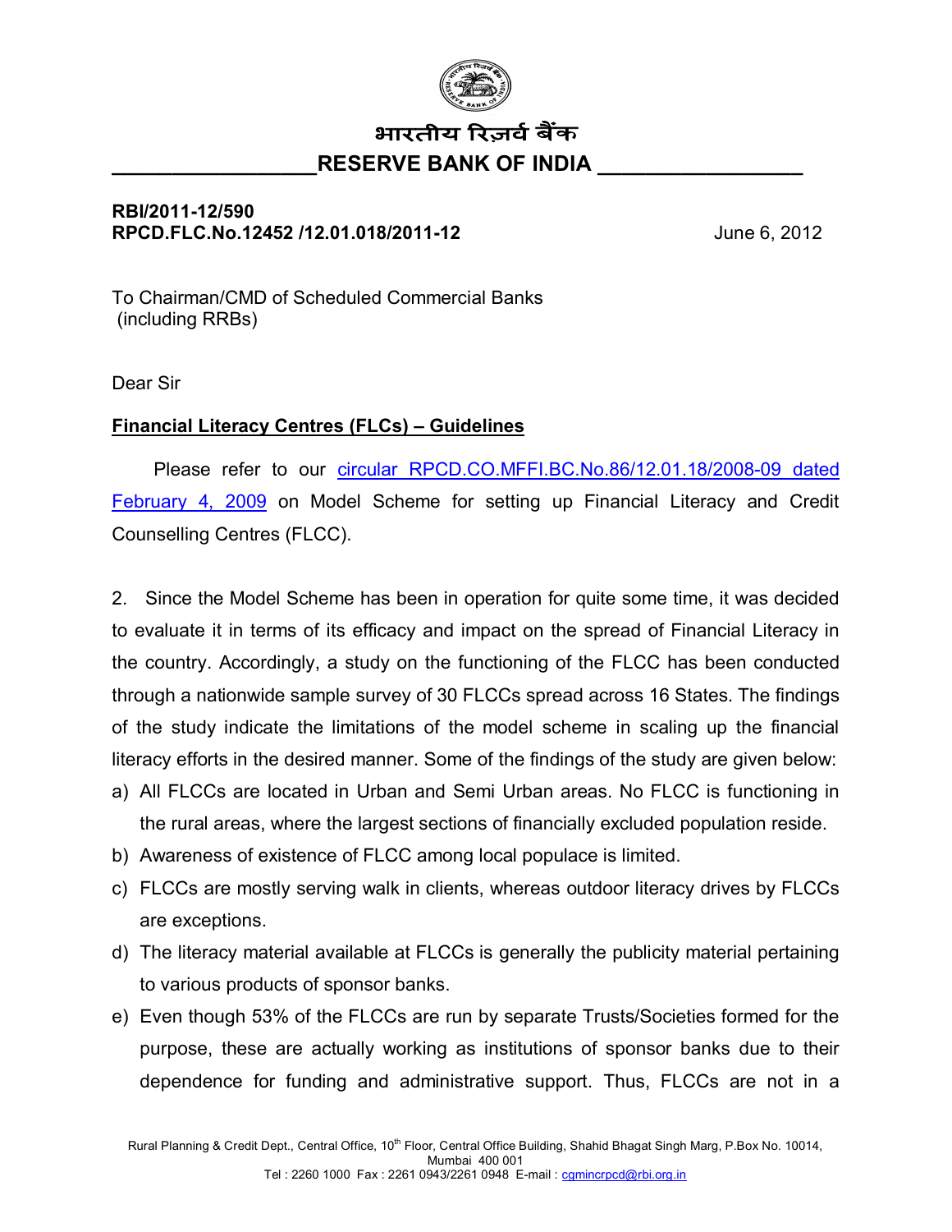भारतीय रिज़र्व बैंक

**RESERVE BANK OF INDIA**

**RBI/2011-12/590**
**RPCD.FLC.No.12452 /12.01.018/2011-12** June 6, 2012

To Chairman/CMD of Scheduled Commercial Banks
(including RRBs)

Dear Sir

**Financial Literacy Centres (FLCs) – Guidelines**

Please refer to our circular RPCD.CO.MFFI.BC.No.86/12.01.18/2008-09 dated February 4, 2009 on Model Scheme for setting up Financial Literacy and Credit Counselling Centres (FLCC).

2. Since the Model Scheme has been in operation for quite some time, it was decided to evaluate it in terms of its efficacy and impact on the spread of Financial Literacy in the country. Accordingly, a study on the functioning of the FLCC has been conducted through a nationwide sample survey of 30 FLCCs spread across 16 States. The findings of the study indicate the limitations of the model scheme in scaling up the financial literacy efforts in the desired manner. Some of the findings of the study are given below:

a) All FLCCs are located in Urban and Semi Urban areas. No FLCC is functioning in the rural areas, where the largest sections of financially excluded population reside.
b) Awareness of existence of FLCC among local populace is limited.
c) FLCCs are mostly serving walk in clients, whereas outdoor literacy drives by FLCCs are exceptions.
d) The literacy material available at FLCCs is generally the publicity material pertaining to various products of sponsor banks.
e) Even though 53% of the FLCCs are run by separate Trusts/Societies formed for the purpose, these are actually working as institutions of sponsor banks due to their dependence for funding and administrative support. Thus, FLCCs are not in a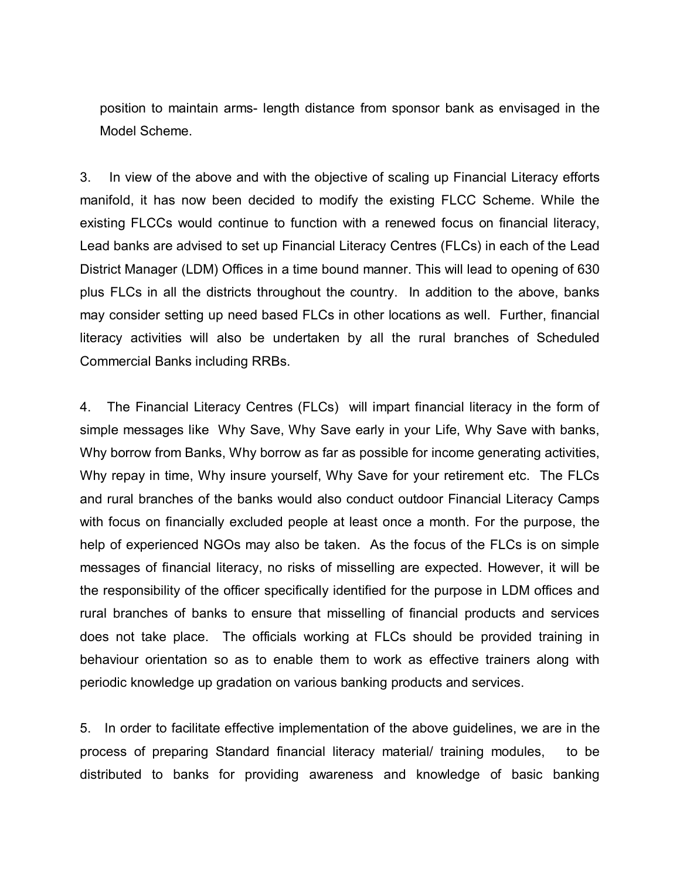position to maintain arms- length distance from sponsor bank as envisaged in the Model Scheme.

3. In view of the above and with the objective of scaling up Financial Literacy efforts manifold, it has now been decided to modify the existing FLCC Scheme. While the existing FLCCs would continue to function with a renewed focus on financial literacy, Lead banks are advised to set up Financial Literacy Centres (FLCs) in each of the Lead District Manager (LDM) Offices in a time bound manner. This will lead to opening of 630 plus FLCs in all the districts throughout the country. In addition to the above, banks may consider setting up need based FLCs in other locations as well. Further, financial literacy activities will also be undertaken by all the rural branches of Scheduled Commercial Banks including RRBs.

4. The Financial Literacy Centres (FLCs) will impart financial literacy in the form of simple messages like Why Save, Why Save early in your Life, Why Save with banks, Why borrow from Banks, Why borrow as far as possible for income generating activities, Why repay in time, Why insure yourself, Why Save for your retirement etc. The FLCs and rural branches of the banks would also conduct outdoor Financial Literacy Camps with focus on financially excluded people at least once a month. For the purpose, the help of experienced NGOs may also be taken. As the focus of the FLCs is on simple messages of financial literacy, no risks of misselling are expected. However, it will be the responsibility of the officer specifically identified for the purpose in LDM offices and rural branches of banks to ensure that misselling of financial products and services does not take place. The officials working at FLCs should be provided training in behaviour orientation so as to enable them to work as effective trainers along with periodic knowledge up gradation on various banking products and services.

5. In order to facilitate effective implementation of the above guidelines, we are in the process of preparing Standard financial literacy material/ training modules, to be distributed to banks for providing awareness and knowledge of basic banking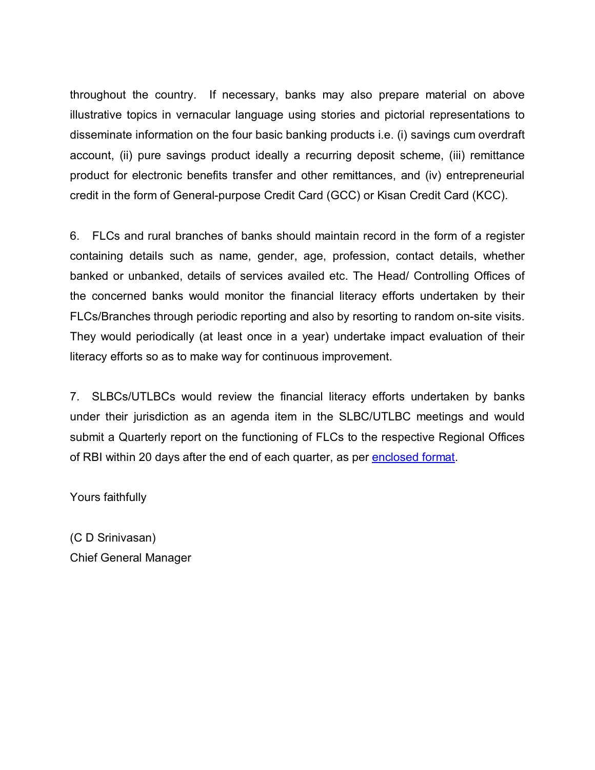throughout the country. If necessary, banks may also prepare material on above illustrative topics in vernacular language using stories and pictorial representations to disseminate information on the four basic banking products i.e. (i) savings cum overdraft account, (ii) pure savings product ideally a recurring deposit scheme, (iii) remittance product for electronic benefits transfer and other remittances, and (iv) entrepreneurial credit in the form of General-purpose Credit Card (GCC) or Kisan Credit Card (KCC).

6. FLCs and rural branches of banks should maintain record in the form of a register containing details such as name, gender, age, profession, contact details, whether banked or unbanked, details of services availed etc. The Head/ Controlling Offices of the concerned banks would monitor the financial literacy efforts undertaken by their FLCs/Branches through periodic reporting and also by resorting to random on-site visits. They would periodically (at least once in a year) undertake impact evaluation of their literacy efforts so as to make way for continuous improvement.

7. SLBCs/UTLBCs would review the financial literacy efforts undertaken by banks under their jurisdiction as an agenda item in the SLBC/UTLBC meetings and would submit a Quarterly report on the functioning of FLCs to the respective Regional Offices of RBI within 20 days after the end of each quarter, as per enclosed format.

Yours faithfully

(C D Srinivasan)
Chief General Manager